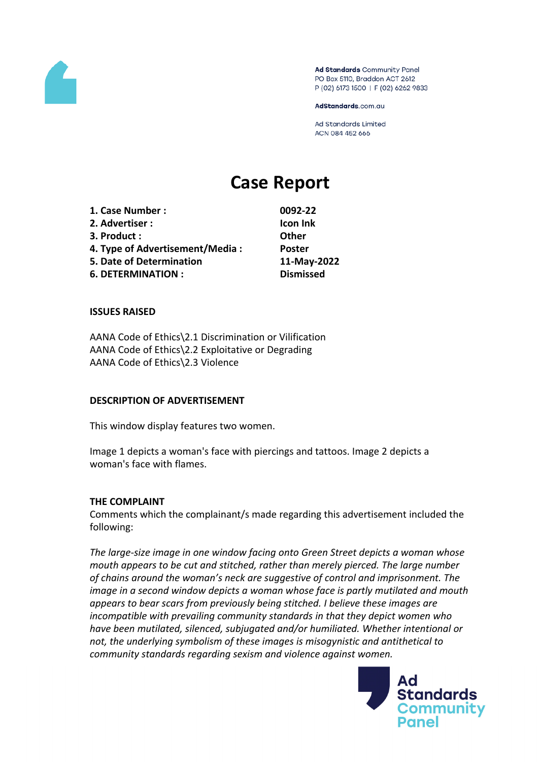Ad Standards Community Panel
PO Box 5110, Braddon ACT 2612
P (02) 6173 1500 | F (02) 6262 9833

AdStandards.com.au

Ad Standards Limited
ACN 084 452 666

# Case Report

| | |
|---|---|
| **1. Case Number :** | **0092-22** |
| **2. Advertiser :** | **Icon Ink** |
| **3. Product :** | **Other** |
| **4. Type of Advertisement/Media :** | **Poster** |
| **5. Date of Determination** | **11-May-2022** |
| **6. DETERMINATION :** | **Dismissed** |

### ISSUES RAISED

AANA Code of Ethics\2.1 Discrimination or Vilification
AANA Code of Ethics\2.2 Exploitative or Degrading
AANA Code of Ethics\2.3 Violence

### DESCRIPTION OF ADVERTISEMENT

This window display features two women.

Image 1 depicts a woman's face with piercings and tattoos. Image 2 depicts a woman's face with flames.

### THE COMPLAINT

Comments which the complainant/s made regarding this advertisement included the following:

*The large-size image in one window facing onto Green Street depicts a woman whose mouth appears to be cut and stitched, rather than merely pierced. The large number of chains around the woman's neck are suggestive of control and imprisonment. The image in a second window depicts a woman whose face is partly mutilated and mouth appears to bear scars from previously being stitched. I believe these images are incompatible with prevailing community standards in that they depict women who have been mutilated, silenced, subjugated and/or humiliated. Whether intentional or not, the underlying symbolism of these images is misogynistic and antithetical to community standards regarding sexism and violence against women.*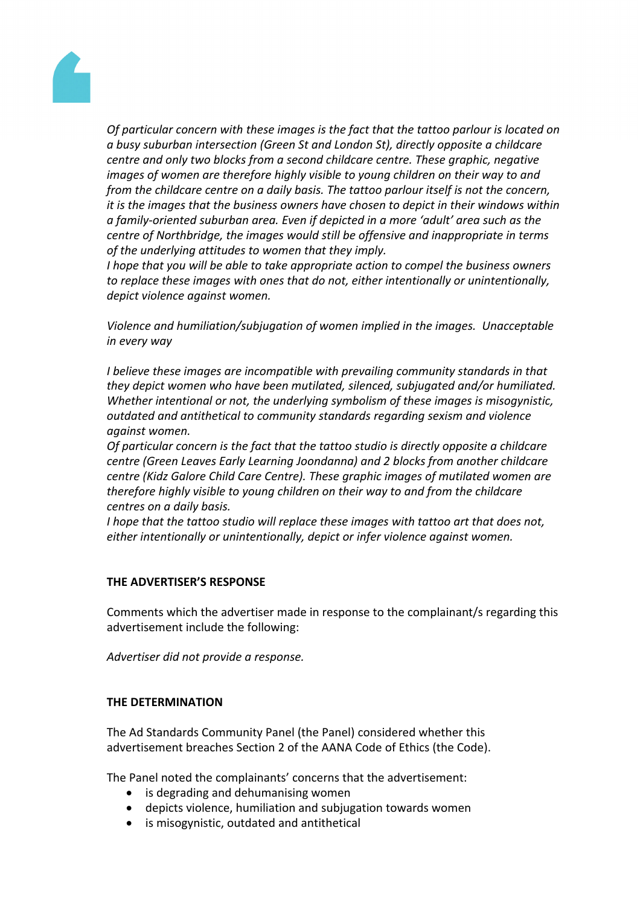*Of particular concern with these images is the fact that the tattoo parlour is located on a busy suburban intersection (Green St and London St), directly opposite a childcare centre and only two blocks from a second childcare centre. These graphic, negative images of women are therefore highly visible to young children on their way to and from the childcare centre on a daily basis. The tattoo parlour itself is not the concern, it is the images that the business owners have chosen to depict in their windows within a family-oriented suburban area. Even if depicted in a more 'adult' area such as the centre of Northbridge, the images would still be offensive and inappropriate in terms of the underlying attitudes to women that they imply.*
*I hope that you will be able to take appropriate action to compel the business owners to replace these images with ones that do not, either intentionally or unintentionally, depict violence against women.*

*Violence and humiliation/subjugation of women implied in the images. Unacceptable in every way*

*I believe these images are incompatible with prevailing community standards in that they depict women who have been mutilated, silenced, subjugated and/or humiliated. Whether intentional or not, the underlying symbolism of these images is misogynistic, outdated and antithetical to community standards regarding sexism and violence against women.*
*Of particular concern is the fact that the tattoo studio is directly opposite a childcare centre (Green Leaves Early Learning Joondanna) and 2 blocks from another childcare centre (Kidz Galore Child Care Centre). These graphic images of mutilated women are therefore highly visible to young children on their way to and from the childcare centres on a daily basis.*
*I hope that the tattoo studio will replace these images with tattoo art that does not, either intentionally or unintentionally, depict or infer violence against women.*

**THE ADVERTISER'S RESPONSE**

Comments which the advertiser made in response to the complainant/s regarding this advertisement include the following:

*Advertiser did not provide a response.*

**THE DETERMINATION**

The Ad Standards Community Panel (the Panel) considered whether this advertisement breaches Section 2 of the AANA Code of Ethics (the Code).

The Panel noted the complainants' concerns that the advertisement:

- is degrading and dehumanising women
- depicts violence, humiliation and subjugation towards women
- is misogynistic, outdated and antithetical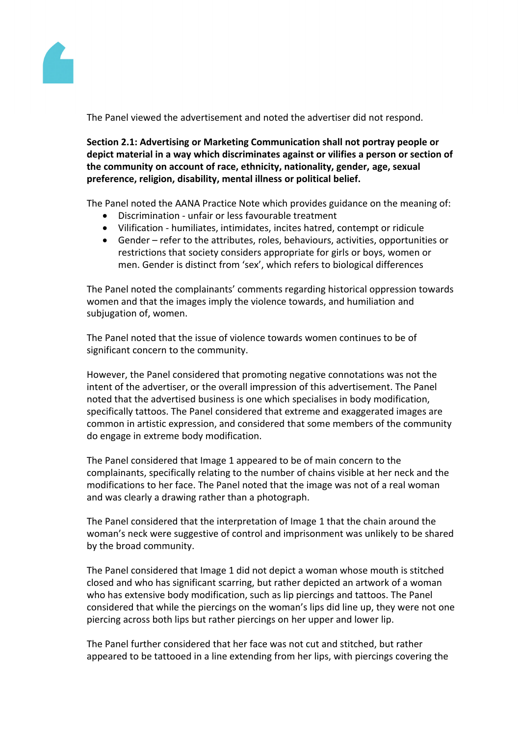The Panel viewed the advertisement and noted the advertiser did not respond.

**Section 2.1: Advertising or Marketing Communication shall not portray people or depict material in a way which discriminates against or vilifies a person or section of the community on account of race, ethnicity, nationality, gender, age, sexual preference, religion, disability, mental illness or political belief.**

The Panel noted the AANA Practice Note which provides guidance on the meaning of:

- Discrimination - unfair or less favourable treatment
- Vilification - humiliates, intimidates, incites hatred, contempt or ridicule
- Gender – refer to the attributes, roles, behaviours, activities, opportunities or restrictions that society considers appropriate for girls or boys, women or men. Gender is distinct from 'sex', which refers to biological differences

The Panel noted the complainants' comments regarding historical oppression towards women and that the images imply the violence towards, and humiliation and subjugation of, women.

The Panel noted that the issue of violence towards women continues to be of significant concern to the community.

However, the Panel considered that promoting negative connotations was not the intent of the advertiser, or the overall impression of this advertisement. The Panel noted that the advertised business is one which specialises in body modification, specifically tattoos. The Panel considered that extreme and exaggerated images are common in artistic expression, and considered that some members of the community do engage in extreme body modification.

The Panel considered that Image 1 appeared to be of main concern to the complainants, specifically relating to the number of chains visible at her neck and the modifications to her face. The Panel noted that the image was not of a real woman and was clearly a drawing rather than a photograph.

The Panel considered that the interpretation of Image 1 that the chain around the woman's neck were suggestive of control and imprisonment was unlikely to be shared by the broad community.

The Panel considered that Image 1 did not depict a woman whose mouth is stitched closed and who has significant scarring, but rather depicted an artwork of a woman who has extensive body modification, such as lip piercings and tattoos. The Panel considered that while the piercings on the woman's lips did line up, they were not one piercing across both lips but rather piercings on her upper and lower lip.

The Panel further considered that her face was not cut and stitched, but rather appeared to be tattooed in a line extending from her lips, with piercings covering the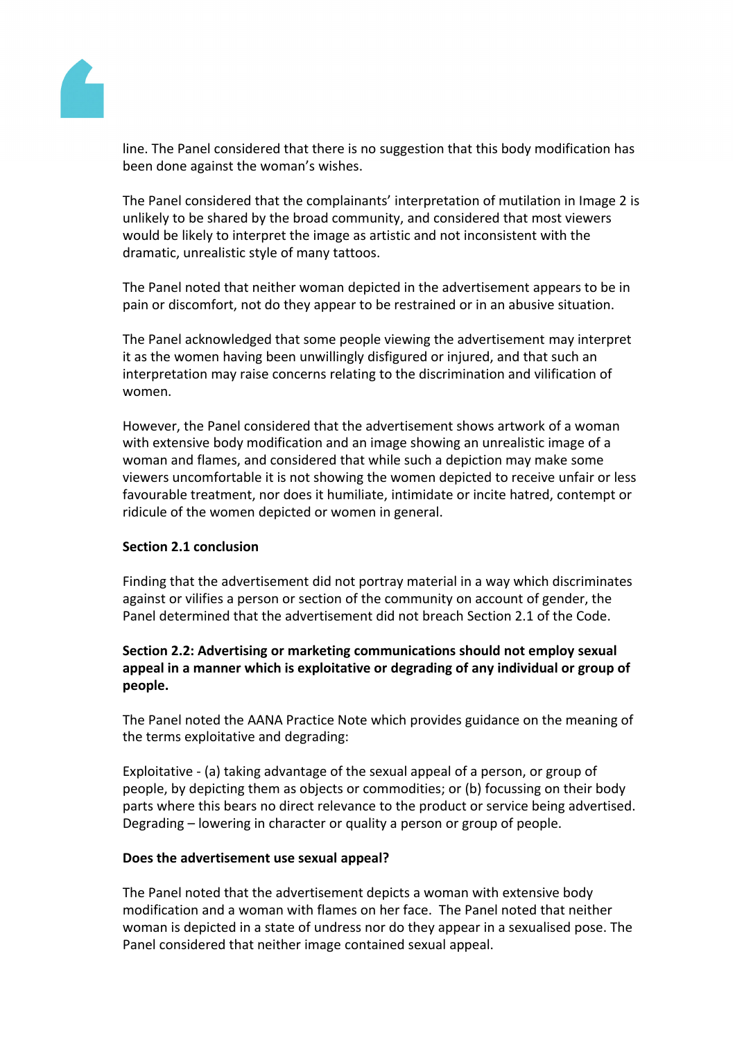line. The Panel considered that there is no suggestion that this body modification has been done against the woman's wishes.

The Panel considered that the complainants' interpretation of mutilation in Image 2 is unlikely to be shared by the broad community, and considered that most viewers would be likely to interpret the image as artistic and not inconsistent with the dramatic, unrealistic style of many tattoos.

The Panel noted that neither woman depicted in the advertisement appears to be in pain or discomfort, not do they appear to be restrained or in an abusive situation.

The Panel acknowledged that some people viewing the advertisement may interpret it as the women having been unwillingly disfigured or injured, and that such an interpretation may raise concerns relating to the discrimination and vilification of women.

However, the Panel considered that the advertisement shows artwork of a woman with extensive body modification and an image showing an unrealistic image of a woman and flames, and considered that while such a depiction may make some viewers uncomfortable it is not showing the women depicted to receive unfair or less favourable treatment, nor does it humiliate, intimidate or incite hatred, contempt or ridicule of the women depicted or women in general.

**Section 2.1 conclusion**

Finding that the advertisement did not portray material in a way which discriminates against or vilifies a person or section of the community on account of gender, the Panel determined that the advertisement did not breach Section 2.1 of the Code.

**Section 2.2: Advertising or marketing communications should not employ sexual appeal in a manner which is exploitative or degrading of any individual or group of people.**

The Panel noted the AANA Practice Note which provides guidance on the meaning of the terms exploitative and degrading:

Exploitative - (a) taking advantage of the sexual appeal of a person, or group of people, by depicting them as objects or commodities; or (b) focussing on their body parts where this bears no direct relevance to the product or service being advertised. Degrading – lowering in character or quality a person or group of people.

**Does the advertisement use sexual appeal?**

The Panel noted that the advertisement depicts a woman with extensive body modification and a woman with flames on her face. The Panel noted that neither woman is depicted in a state of undress nor do they appear in a sexualised pose. The Panel considered that neither image contained sexual appeal.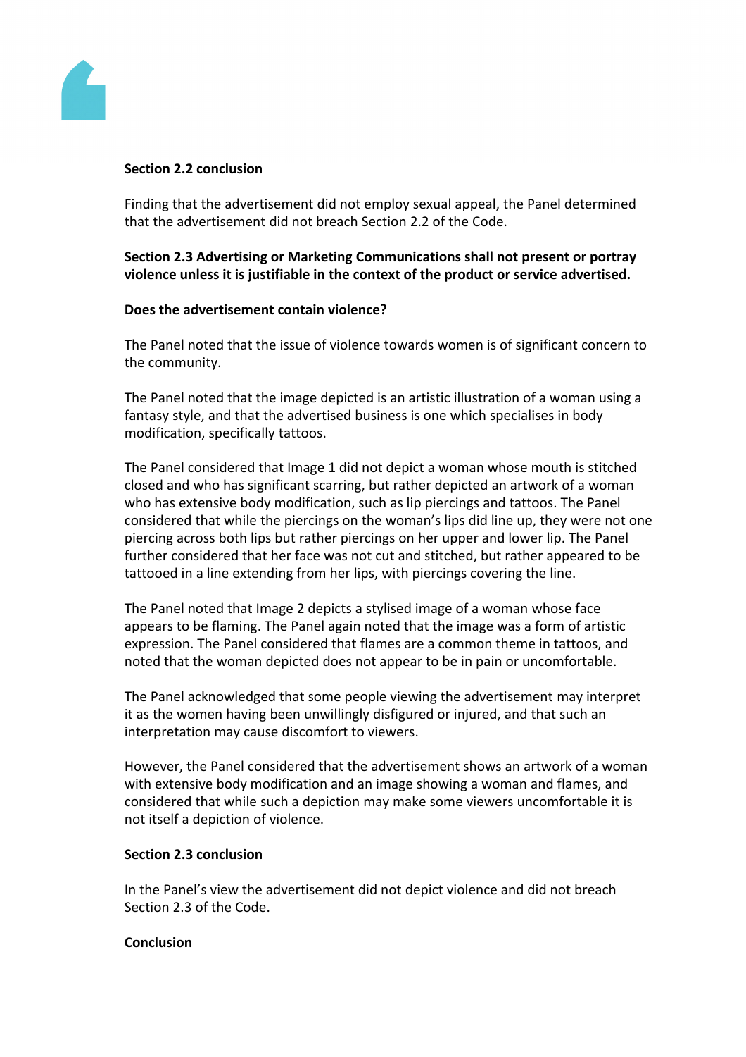**Section 2.2 conclusion**

Finding that the advertisement did not employ sexual appeal, the Panel determined that the advertisement did not breach Section 2.2 of the Code.

**Section 2.3 Advertising or Marketing Communications shall not present or portray violence unless it is justifiable in the context of the product or service advertised.**

**Does the advertisement contain violence?**

The Panel noted that the issue of violence towards women is of significant concern to the community.

The Panel noted that the image depicted is an artistic illustration of a woman using a fantasy style, and that the advertised business is one which specialises in body modification, specifically tattoos.

The Panel considered that Image 1 did not depict a woman whose mouth is stitched closed and who has significant scarring, but rather depicted an artwork of a woman who has extensive body modification, such as lip piercings and tattoos. The Panel considered that while the piercings on the woman's lips did line up, they were not one piercing across both lips but rather piercings on her upper and lower lip. The Panel further considered that her face was not cut and stitched, but rather appeared to be tattooed in a line extending from her lips, with piercings covering the line.

The Panel noted that Image 2 depicts a stylised image of a woman whose face appears to be flaming. The Panel again noted that the image was a form of artistic expression. The Panel considered that flames are a common theme in tattoos, and noted that the woman depicted does not appear to be in pain or uncomfortable.

The Panel acknowledged that some people viewing the advertisement may interpret it as the women having been unwillingly disfigured or injured, and that such an interpretation may cause discomfort to viewers.

However, the Panel considered that the advertisement shows an artwork of a woman with extensive body modification and an image showing a woman and flames, and considered that while such a depiction may make some viewers uncomfortable it is not itself a depiction of violence.

**Section 2.3 conclusion**

In the Panel's view the advertisement did not depict violence and did not breach Section 2.3 of the Code.

**Conclusion**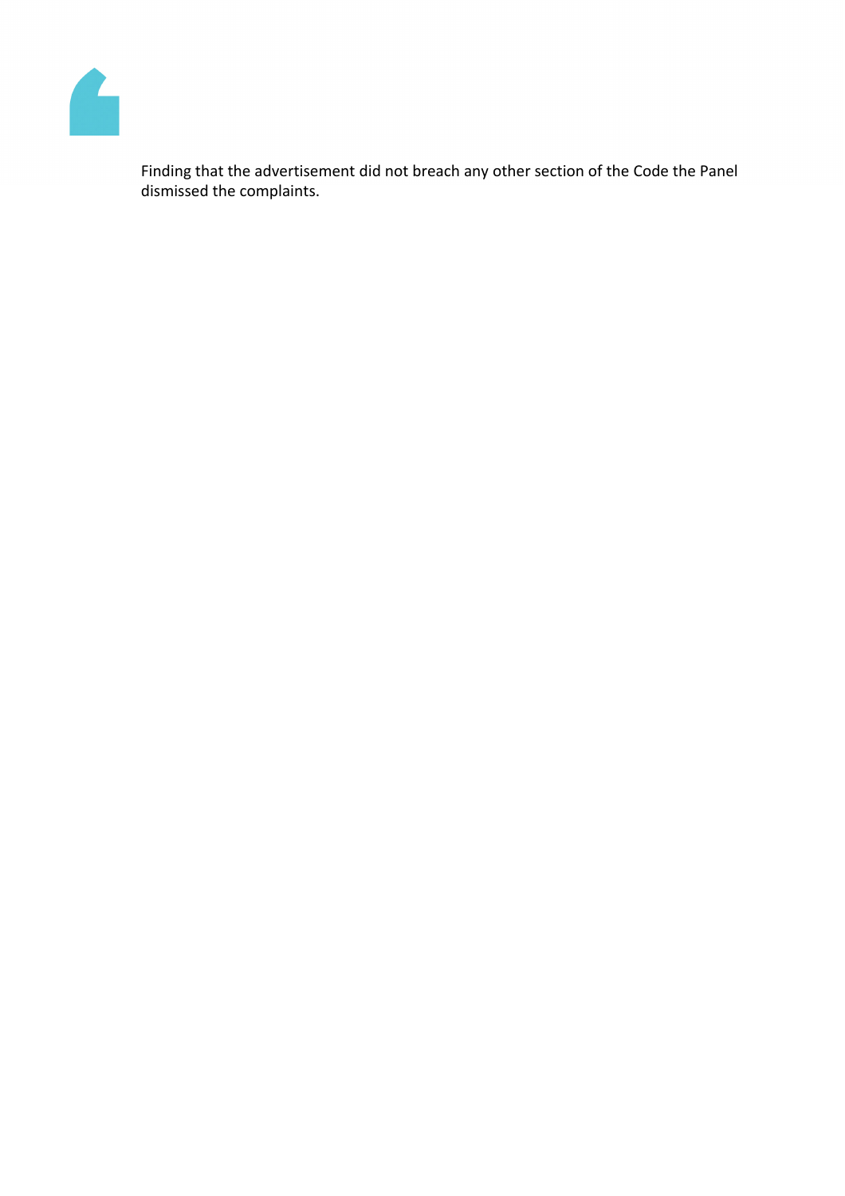Finding that the advertisement did not breach any other section of the Code the Panel dismissed the complaints.